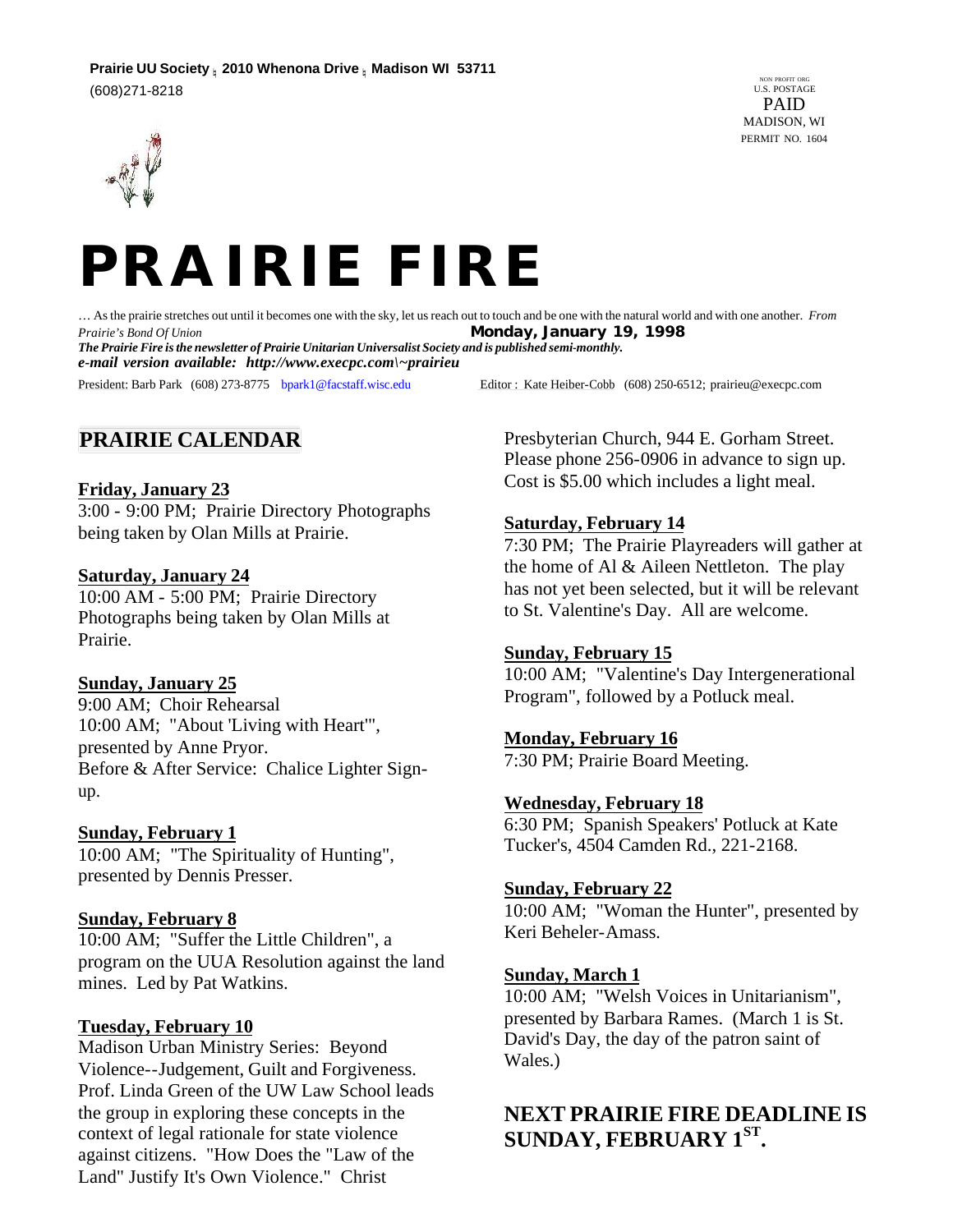Prairie UU Society ; 2010 Whenona Drive ; Madison WI 53711
(608)271-8218

NON PROFIT ORG
U.S. POSTAGE
PAID
MADISON, WI
PERMIT NO. 1604

# PRAIRIE FIRE

… As the prairie stretches out until it becomes one with the sky, let us reach out to touch and be one with the natural world and with one another. *From Prairie's Bond Of Union*

**Monday, January 19, 1998**

***The Prairie Fire is the newsletter of Prairie Unitarian Universalist Society and is published semi-monthly.***

***e-mail version available: http://www.execpc.com\~prairieu***

President: Barb Park (608) 273-8775 bpark1@facstaff.wisc.edu

Editor : Kate Heiber-Cobb (608) 250-6512; prairieu@execpc.com

## PRAIRIE CALENDAR

**Friday, January 23**
3:00 - 9:00 PM; Prairie Directory Photographs being taken by Olan Mills at Prairie.

**Saturday, January 24**
10:00 AM - 5:00 PM; Prairie Directory Photographs being taken by Olan Mills at Prairie.

**Sunday, January 25**
9:00 AM; Choir Rehearsal
10:00 AM; "About 'Living with Heart'", presented by Anne Pryor.
Before & After Service: Chalice Lighter Sign-up.

**Sunday, February 1**
10:00 AM; "The Spirituality of Hunting", presented by Dennis Presser.

**Sunday, February 8**
10:00 AM; "Suffer the Little Children", a program on the UUA Resolution against the land mines. Led by Pat Watkins.

**Tuesday, February 10**
Madison Urban Ministry Series: Beyond Violence--Judgement, Guilt and Forgiveness. Prof. Linda Green of the UW Law School leads the group in exploring these concepts in the context of legal rationale for state violence against citizens. "How Does the "Law of the Land" Justify It's Own Violence." Christ Presbyterian Church, 944 E. Gorham Street. Please phone 256-0906 in advance to sign up. Cost is $5.00 which includes a light meal.

**Saturday, February 14**
7:30 PM; The Prairie Playreaders will gather at the home of Al & Aileen Nettleton. The play has not yet been selected, but it will be relevant to St. Valentine's Day. All are welcome.

**Sunday, February 15**
10:00 AM; "Valentine's Day Intergenerational Program", followed by a Potluck meal.

**Monday, February 16**
7:30 PM; Prairie Board Meeting.

**Wednesday, February 18**
6:30 PM; Spanish Speakers' Potluck at Kate Tucker's, 4504 Camden Rd., 221-2168.

**Sunday, February 22**
10:00 AM; "Woman the Hunter", presented by Keri Beheler-Amass.

**Sunday, March 1**
10:00 AM; "Welsh Voices in Unitarianism", presented by Barbara Rames. (March 1 is St. David's Day, the day of the patron saint of Wales.)

## NEXT PRAIRIE FIRE DEADLINE IS SUNDAY, FEBRUARY 1ST.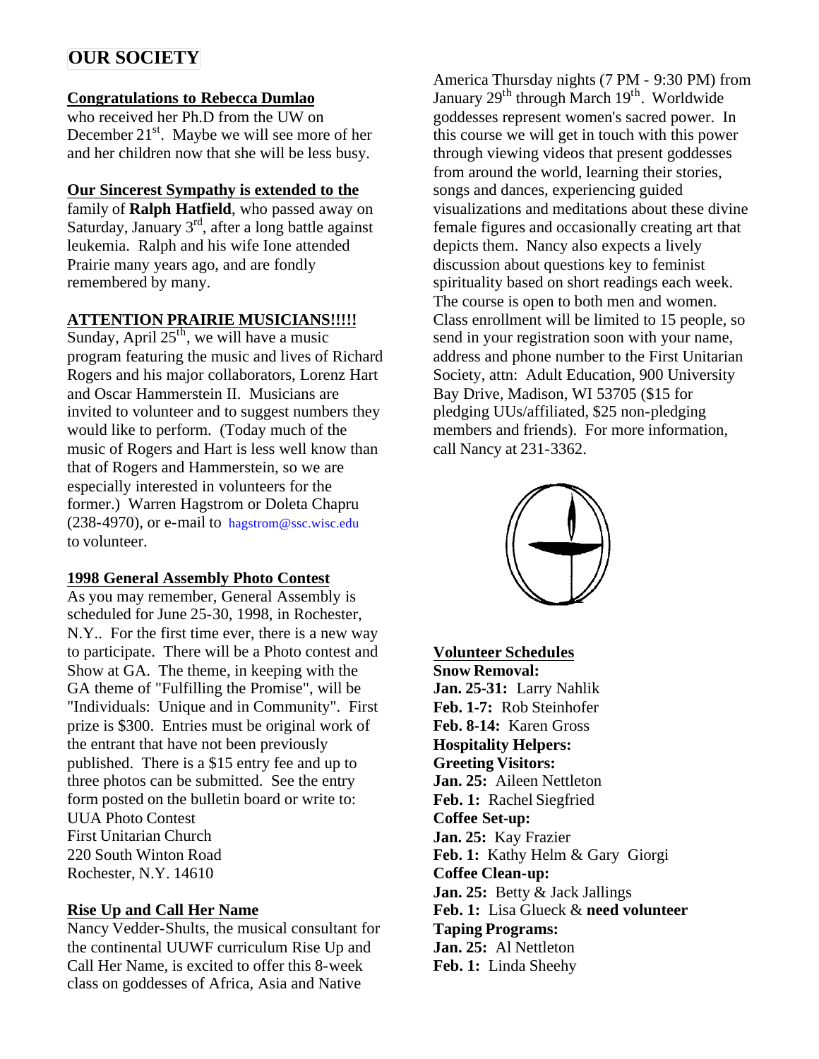## OUR SOCIETY

**Congratulations to Rebecca Dumlao**

who received her Ph.D from the UW on December 21st. Maybe we will see more of her and her children now that she will be less busy.

**Our Sincerest Sympathy is extended to the**

family of **Ralph Hatfield**, who passed away on Saturday, January 3rd, after a long battle against leukemia. Ralph and his wife Ione attended Prairie many years ago, and are fondly remembered by many.

**ATTENTION PRAIRIE MUSICIANS!!!!!**

Sunday, April 25th, we will have a music program featuring the music and lives of Richard Rogers and his major collaborators, Lorenz Hart and Oscar Hammerstein II. Musicians are invited to volunteer and to suggest numbers they would like to perform. (Today much of the music of Rogers and Hart is less well know than that of Rogers and Hammerstein, so we are especially interested in volunteers for the former.) Warren Hagstrom or Doleta Chapru (238-4970), or e-mail to hagstrom@ssc.wisc.edu to volunteer.

**1998 General Assembly Photo Contest**

As you may remember, General Assembly is scheduled for June 25-30, 1998, in Rochester, N.Y.. For the first time ever, there is a new way to participate. There will be a Photo contest and Show at GA. The theme, in keeping with the GA theme of "Fulfilling the Promise", will be "Individuals: Unique and in Community". First prize is $300. Entries must be original work of the entrant that have not been previously published. There is a $15 entry fee and up to three photos can be submitted. See the entry form posted on the bulletin board or write to:
UUA Photo Contest
First Unitarian Church
220 South Winton Road
Rochester, N.Y. 14610

**Rise Up and Call Her Name**

Nancy Vedder-Shults, the musical consultant for the continental UUWF curriculum Rise Up and Call Her Name, is excited to offer this 8-week class on goddesses of Africa, Asia and Native America Thursday nights (7 PM - 9:30 PM) from January 29th through March 19th. Worldwide goddesses represent women's sacred power. In this course we will get in touch with this power through viewing videos that present goddesses from around the world, learning their stories, songs and dances, experiencing guided visualizations and meditations about these divine female figures and occasionally creating art that depicts them. Nancy also expects a lively discussion about questions key to feminist spirituality based on short readings each week. The course is open to both men and women. Class enrollment will be limited to 15 people, so send in your registration soon with your name, address and phone number to the First Unitarian Society, attn: Adult Education, 900 University Bay Drive, Madison, WI 53705 ($15 for pledging UUs/affiliated, $25 non-pledging members and friends). For more information, call Nancy at 231-3362.

**Volunteer Schedules**

**Snow Removal:**
**Jan. 25-31:** Larry Nahlik
**Feb. 1-7:** Rob Steinhofer
**Feb. 8-14:** Karen Gross

**Hospitality Helpers:**

**Greeting Visitors:**
**Jan. 25:** Aileen Nettleton
**Feb. 1:** Rachel Siegfried

**Coffee Set-up:**
**Jan. 25:** Kay Frazier
**Feb. 1:** Kathy Helm & Gary Giorgi

**Coffee Clean-up:**
**Jan. 25:** Betty & Jack Jallings
**Feb. 1:** Lisa Glueck & **need volunteer**

**Taping Programs:**
**Jan. 25:** Al Nettleton
**Feb. 1:** Linda Sheehy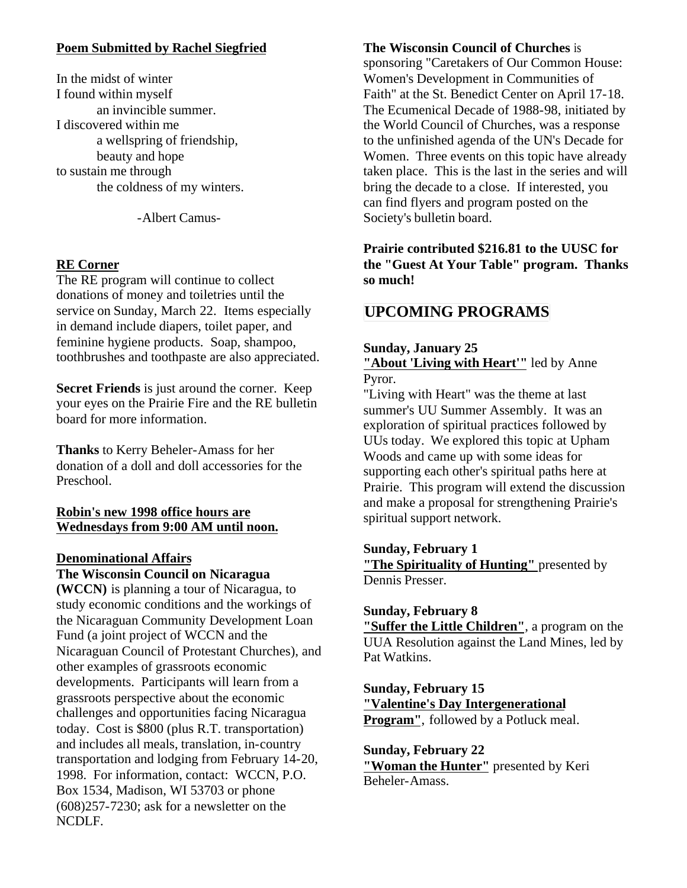**Poem Submitted by Rachel Siegfried**

In the midst of winter
I found within myself
an invincible summer.
I discovered within me
a wellspring of friendship,
beauty and hope
to sustain me through
the coldness of my winters.

-Albert Camus-

**RE Corner**

The RE program will continue to collect donations of money and toiletries until the service on Sunday, March 22. Items especially in demand include diapers, toilet paper, and feminine hygiene products. Soap, shampoo, toothbrushes and toothpaste are also appreciated.

**Secret Friends** is just around the corner. Keep your eyes on the Prairie Fire and the RE bulletin board for more information.

**Thanks** to Kerry Beheler-Amass for her donation of a doll and doll accessories for the Preschool.

**Robin's new 1998 office hours are Wednesdays from 9:00 AM until noon.**

**Denominational Affairs**

**The Wisconsin Council on Nicaragua (WCCN)** is planning a tour of Nicaragua, to study economic conditions and the workings of the Nicaraguan Community Development Loan Fund (a joint project of WCCN and the Nicaraguan Council of Protestant Churches), and other examples of grassroots economic developments. Participants will learn from a grassroots perspective about the economic challenges and opportunities facing Nicaragua today. Cost is $800 (plus R.T. transportation) and includes all meals, translation, in-country transportation and lodging from February 14-20, 1998. For information, contact: WCCN, P.O. Box 1534, Madison, WI 53703 or phone (608)257-7230; ask for a newsletter on the NCDLF.

**The Wisconsin Council of Churches** is sponsoring "Caretakers of Our Common House: Women's Development in Communities of Faith" at the St. Benedict Center on April 17-18. The Ecumenical Decade of 1988-98, initiated by the World Council of Churches, was a response to the unfinished agenda of the UN's Decade for Women. Three events on this topic have already taken place. This is the last in the series and will bring the decade to a close. If interested, you can find flyers and program posted on the Society's bulletin board.

**Prairie contributed $216.81 to the UUSC for the "Guest At Your Table" program. Thanks so much!**

## UPCOMING PROGRAMS

**Sunday, January 25**
**"About 'Living with Heart'"** led by Anne Pyror.
"Living with Heart" was the theme at last summer's UU Summer Assembly. It was an exploration of spiritual practices followed by UUs today. We explored this topic at Upham Woods and came up with some ideas for supporting each other's spiritual paths here at Prairie. This program will extend the discussion and make a proposal for strengthening Prairie's spiritual support network.

**Sunday, February 1**
**"The Spirituality of Hunting"** presented by Dennis Presser.

**Sunday, February 8**
**"Suffer the Little Children"**, a program on the UUA Resolution against the Land Mines, led by Pat Watkins.

**Sunday, February 15**
**"Valentine's Day Intergenerational Program"**, followed by a Potluck meal.

**Sunday, February 22**
**"Woman the Hunter"** presented by Keri Beheler-Amass.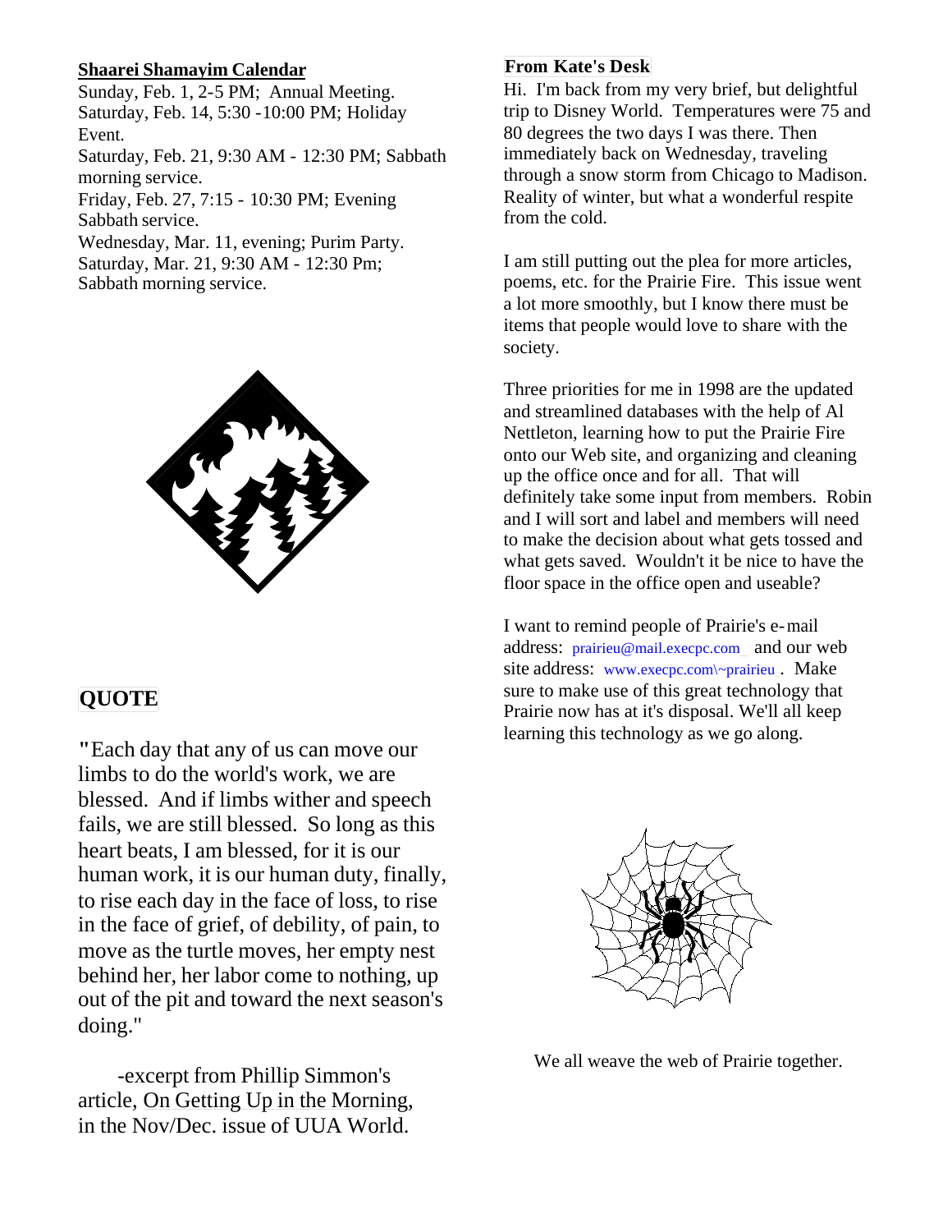## Shaarei Shamayim Calendar

Sunday, Feb. 1, 2-5 PM; Annual Meeting.
Saturday, Feb. 14, 5:30 -10:00 PM; Holiday Event.
Saturday, Feb. 21, 9:30 AM - 12:30 PM; Sabbath morning service.
Friday, Feb. 27, 7:15 - 10:30 PM; Evening Sabbath service.
Wednesday, Mar. 11, evening; Purim Party.
Saturday, Mar. 21, 9:30 AM - 12:30 Pm; Sabbath morning service.

## QUOTE

"Each day that any of us can move our limbs to do the world's work, we are blessed. And if limbs wither and speech fails, we are still blessed. So long as this heart beats, I am blessed, for it is our human work, it is our human duty, finally, to rise each day in the face of loss, to rise in the face of grief, of debility, of pain, to move as the turtle moves, her empty nest behind her, her labor come to nothing, up out of the pit and toward the next season's doing."

-excerpt from Phillip Simmon's article, On Getting Up in the Morning, in the Nov/Dec. issue of UUA World.

## From Kate's Desk

Hi. I'm back from my very brief, but delightful trip to Disney World. Temperatures were 75 and 80 degrees the two days I was there. Then immediately back on Wednesday, traveling through a snow storm from Chicago to Madison. Reality of winter, but what a wonderful respite from the cold.

I am still putting out the plea for more articles, poems, etc. for the Prairie Fire. This issue went a lot more smoothly, but I know there must be items that people would love to share with the society.

Three priorities for me in 1998 are the updated and streamlined databases with the help of Al Nettleton, learning how to put the Prairie Fire onto our Web site, and organizing and cleaning up the office once and for all. That will definitely take some input from members. Robin and I will sort and label and members will need to make the decision about what gets tossed and what gets saved. Wouldn't it be nice to have the floor space in the office open and useable?

I want to remind people of Prairie's e-mail address: prairieu@mail.execpc.com and our web site address: www.execpc.com\~prairieu . Make sure to make use of this great technology that Prairie now has at it's disposal. We'll all keep learning this technology as we go along.

We all weave the web of Prairie together.